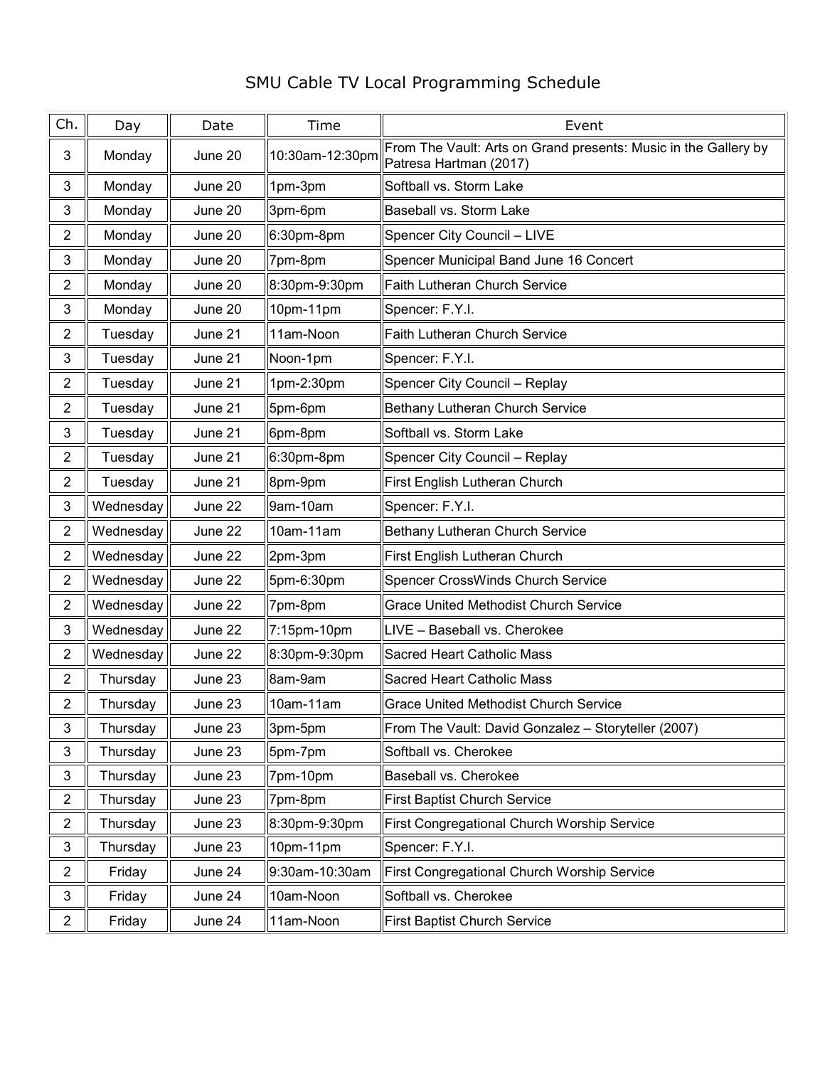# SMU Cable TV Local Programming Schedule

| Ch. | Day | Date | Time | Event |
|---|---|---|---|---|
| 3 | Monday | June 20 | 10:30am-12:30pm | From The Vault: Arts on Grand presents: Music in the Gallery by Patresa Hartman (2017) |
| 3 | Monday | June 20 | 1pm-3pm | Softball vs. Storm Lake |
| 3 | Monday | June 20 | 3pm-6pm | Baseball vs. Storm Lake |
| 2 | Monday | June 20 | 6:30pm-8pm | Spencer City Council – LIVE |
| 3 | Monday | June 20 | 7pm-8pm | Spencer Municipal Band June 16 Concert |
| 2 | Monday | June 20 | 8:30pm-9:30pm | Faith Lutheran Church Service |
| 3 | Monday | June 20 | 10pm-11pm | Spencer: F.Y.I. |
| 2 | Tuesday | June 21 | 11am-Noon | Faith Lutheran Church Service |
| 3 | Tuesday | June 21 | Noon-1pm | Spencer: F.Y.I. |
| 2 | Tuesday | June 21 | 1pm-2:30pm | Spencer City Council – Replay |
| 2 | Tuesday | June 21 | 5pm-6pm | Bethany Lutheran Church Service |
| 3 | Tuesday | June 21 | 6pm-8pm | Softball vs. Storm Lake |
| 2 | Tuesday | June 21 | 6:30pm-8pm | Spencer City Council – Replay |
| 2 | Tuesday | June 21 | 8pm-9pm | First English Lutheran Church |
| 3 | Wednesday | June 22 | 9am-10am | Spencer: F.Y.I. |
| 2 | Wednesday | June 22 | 10am-11am | Bethany Lutheran Church Service |
| 2 | Wednesday | June 22 | 2pm-3pm | First English Lutheran Church |
| 2 | Wednesday | June 22 | 5pm-6:30pm | Spencer CrossWinds Church Service |
| 2 | Wednesday | June 22 | 7pm-8pm | Grace United Methodist Church Service |
| 3 | Wednesday | June 22 | 7:15pm-10pm | LIVE – Baseball vs. Cherokee |
| 2 | Wednesday | June 22 | 8:30pm-9:30pm | Sacred Heart Catholic Mass |
| 2 | Thursday | June 23 | 8am-9am | Sacred Heart Catholic Mass |
| 2 | Thursday | June 23 | 10am-11am | Grace United Methodist Church Service |
| 3 | Thursday | June 23 | 3pm-5pm | From The Vault: David Gonzalez – Storyteller (2007) |
| 3 | Thursday | June 23 | 5pm-7pm | Softball vs. Cherokee |
| 3 | Thursday | June 23 | 7pm-10pm | Baseball vs. Cherokee |
| 2 | Thursday | June 23 | 7pm-8pm | First Baptist Church Service |
| 2 | Thursday | June 23 | 8:30pm-9:30pm | First Congregational Church Worship Service |
| 3 | Thursday | June 23 | 10pm-11pm | Spencer: F.Y.I. |
| 2 | Friday | June 24 | 9:30am-10:30am | First Congregational Church Worship Service |
| 3 | Friday | June 24 | 10am-Noon | Softball vs. Cherokee |
| 2 | Friday | June 24 | 11am-Noon | First Baptist Church Service |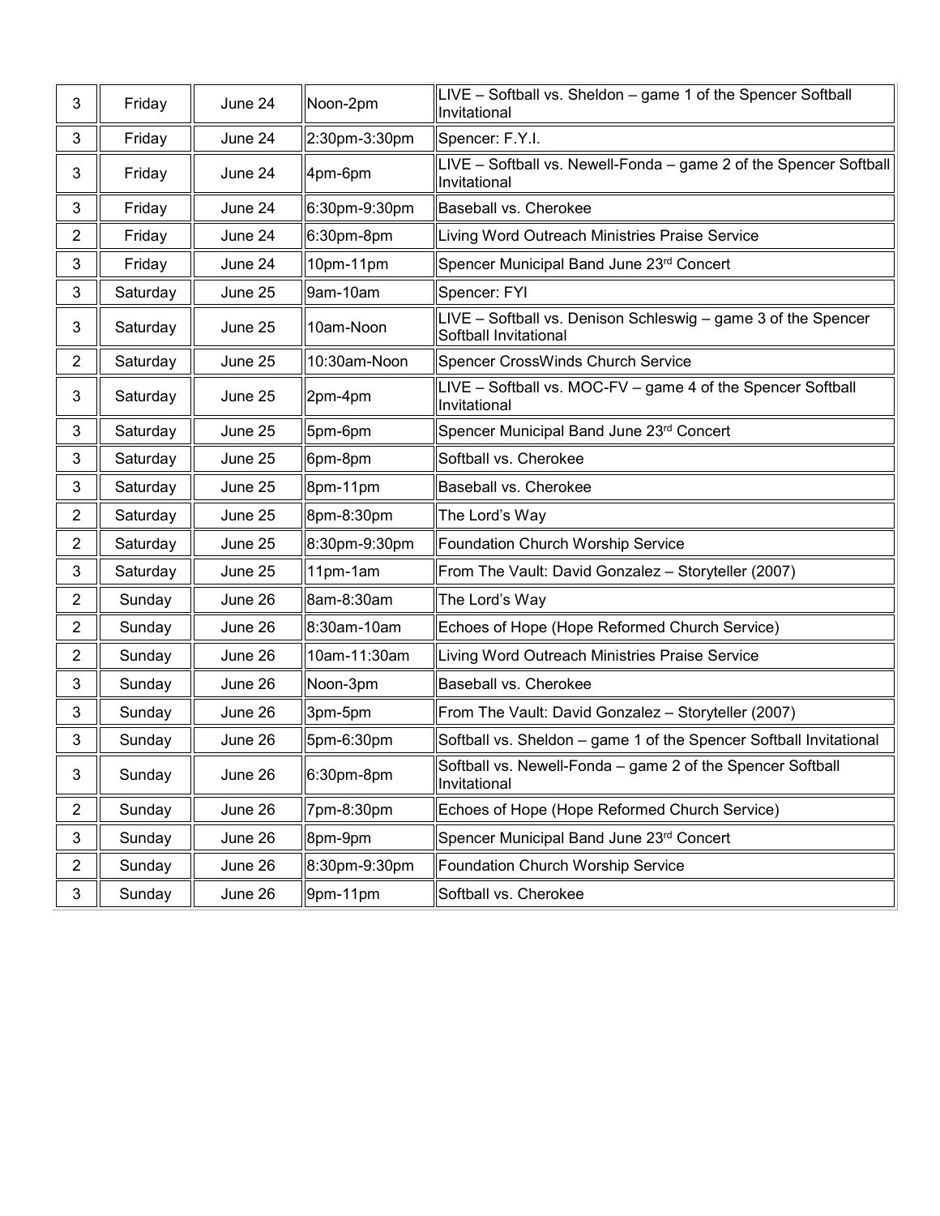| | | | | |
|---|---|---|---|---|
| 3 | Friday | June 24 | Noon-2pm | LIVE – Softball vs. Sheldon – game 1 of the Spencer Softball Invitational |
| 3 | Friday | June 24 | 2:30pm-3:30pm | Spencer: F.Y.I. |
| 3 | Friday | June 24 | 4pm-6pm | LIVE – Softball vs. Newell-Fonda – game 2 of the Spencer Softball Invitational |
| 3 | Friday | June 24 | 6:30pm-9:30pm | Baseball vs. Cherokee |
| 2 | Friday | June 24 | 6:30pm-8pm | Living Word Outreach Ministries Praise Service |
| 3 | Friday | June 24 | 10pm-11pm | Spencer Municipal Band June 23rd Concert |
| 3 | Saturday | June 25 | 9am-10am | Spencer: FYI |
| 3 | Saturday | June 25 | 10am-Noon | LIVE – Softball vs. Denison Schleswig – game 3 of the Spencer Softball Invitational |
| 2 | Saturday | June 25 | 10:30am-Noon | Spencer CrossWinds Church Service |
| 3 | Saturday | June 25 | 2pm-4pm | LIVE – Softball vs. MOC-FV – game 4 of the Spencer Softball Invitational |
| 3 | Saturday | June 25 | 5pm-6pm | Spencer Municipal Band June 23rd Concert |
| 3 | Saturday | June 25 | 6pm-8pm | Softball vs. Cherokee |
| 3 | Saturday | June 25 | 8pm-11pm | Baseball vs. Cherokee |
| 2 | Saturday | June 25 | 8pm-8:30pm | The Lord's Way |
| 2 | Saturday | June 25 | 8:30pm-9:30pm | Foundation Church Worship Service |
| 3 | Saturday | June 25 | 11pm-1am | From The Vault: David Gonzalez – Storyteller (2007) |
| 2 | Sunday | June 26 | 8am-8:30am | The Lord's Way |
| 2 | Sunday | June 26 | 8:30am-10am | Echoes of Hope (Hope Reformed Church Service) |
| 2 | Sunday | June 26 | 10am-11:30am | Living Word Outreach Ministries Praise Service |
| 3 | Sunday | June 26 | Noon-3pm | Baseball vs. Cherokee |
| 3 | Sunday | June 26 | 3pm-5pm | From The Vault: David Gonzalez – Storyteller (2007) |
| 3 | Sunday | June 26 | 5pm-6:30pm | Softball vs. Sheldon – game 1 of the Spencer Softball Invitational |
| 3 | Sunday | June 26 | 6:30pm-8pm | Softball vs. Newell-Fonda – game 2 of the Spencer Softball Invitational |
| 2 | Sunday | June 26 | 7pm-8:30pm | Echoes of Hope (Hope Reformed Church Service) |
| 3 | Sunday | June 26 | 8pm-9pm | Spencer Municipal Band June 23rd Concert |
| 2 | Sunday | June 26 | 8:30pm-9:30pm | Foundation Church Worship Service |
| 3 | Sunday | June 26 | 9pm-11pm | Softball vs. Cherokee |